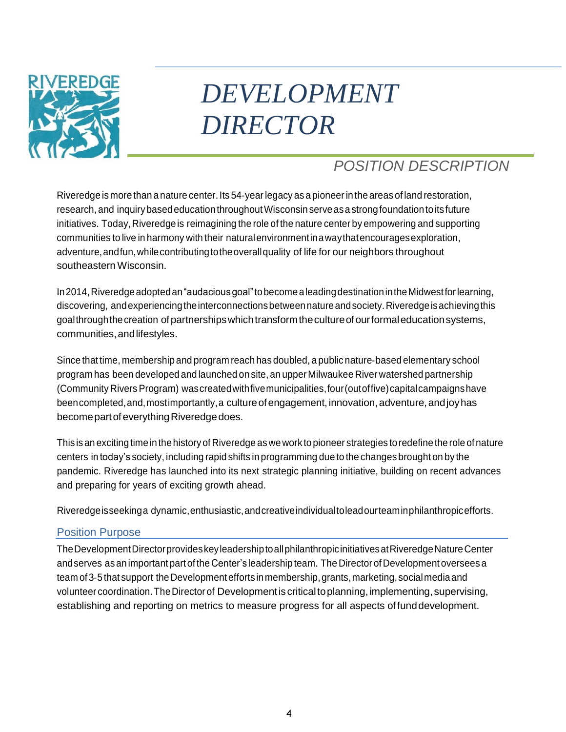# *DEVELOPMENT DIRECTOR*

## *POSITION DESCRIPTION*

Riveredge is more than a nature center. Its 54-year legacy as a pioneer in the areas of land restoration, research, and inquiry based education throughout Wisconsin serve as a strong foundation to its future initiatives. Today, Riveredge is reimagining the role of the nature center by empowering and supporting communities to live in harmony with their natural environment in a way that encourages exploration, adventure, and fun, while contributing to the overall quality of life for our neighbors throughout southeastern Wisconsin.

In 2014, Riveredge adopted an "audacious goal" to become a leading destination in the Midwest for learning, discovering, and experiencing the interconnections between nature and society. Riveredge is achieving this goal through the creation of partnerships which transform the culture of our formal education systems, communities, and lifestyles.

Since that time, membership and program reach has doubled, a public nature-based elementary school program has been developed and launched on site, an upper Milwaukee River watershed partnership (Community Rivers Program) was created with five municipalities, four (out of five) capital campaigns have been completed, and, most importantly, a culture of engagement, innovation, adventure, and joy has become part of everything Riveredge does.

This is an exciting time in the history of Riveredge as we work to pioneer strategies to redefine the role of nature centers in today's society, including rapid shifts in programming due to the changes brought on by the pandemic. Riveredge has launched into its next strategic planning initiative, building on recent advances and preparing for years of exciting growth ahead.

Riveredge is seeking a dynamic, enthusiastic, and creative individual to lead our team in philanthropic efforts.

### Position Purpose

The Development Director provides key leadership to all philanthropic initiatives at Riveredge Nature Center and serves as an important part of the Center's leadership team. The Director of Development oversees a team of 3-5 that support the Development efforts in membership, grants, marketing, social media and volunteer coordination. The Director of Development is critical to planning, implementing, supervising, establishing and reporting on metrics to measure progress for all aspects of fund development.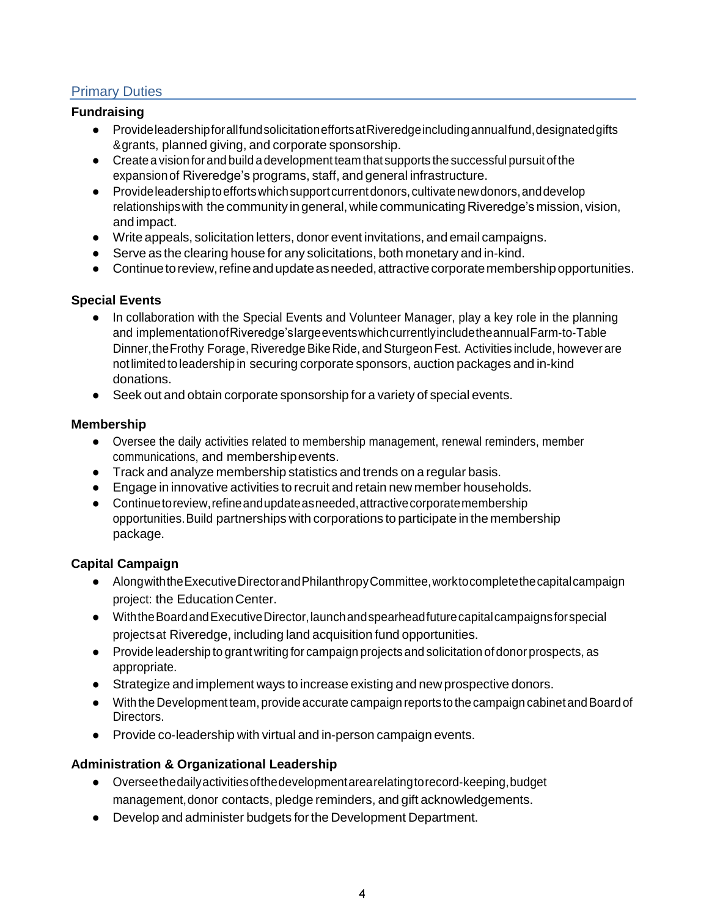## Primary Duties

### Fundraising

- Provide leadership for all fund solicitation efforts at Riveredge including annual fund, designated gifts &grants, planned giving, and corporate sponsorship.
- Create a vision for and build a development team that supports the successful pursuit of the expansion of Riveredge's programs, staff, and general infrastructure.
- Provide leadership to efforts which support current donors, cultivate new donors, and develop relationships with the community in general, while communicating Riveredge's mission, vision, and impact.
- Write appeals, solicitation letters, donor event invitations, and email campaigns.
- Serve as the clearing house for any solicitations, both monetary and in-kind.
- Continue to review, refine and update as needed, attractive corporate membership opportunities.

### Special Events

- In collaboration with the Special Events and Volunteer Manager, play a key role in the planning and implementation of Riveredge's large events which currently include the annual Farm-to-Table Dinner, the Frothy Forage, Riveredge Bike Ride, and Sturgeon Fest. Activities include, however are not limited to leadership in securing corporate sponsors, auction packages and in-kind donations.
- Seek out and obtain corporate sponsorship for a variety of special events.

### Membership

- Oversee the daily activities related to membership management, renewal reminders, member communications, and membership events.
- Track and analyze membership statistics and trends on a regular basis.
- Engage in innovative activities to recruit and retain new member households.
- Continue to review, refine and update as needed, attractive corporate membership opportunities. Build partnerships with corporations to participate in the membership package.

### Capital Campaign

- Along with the Executive Director and Philanthropy Committee, work to complete the capital campaign project: the Education Center.
- With the Board and Executive Director, launch and spearhead future capital campaigns for special projects at Riveredge, including land acquisition fund opportunities.
- Provide leadership to grant writing for campaign projects and solicitation of donor prospects, as appropriate.
- Strategize and implement ways to increase existing and new prospective donors.
- With the Development team, provide accurate campaign reports to the campaign cabinet and Board of Directors.
- Provide co-leadership with virtual and in-person campaign events.

### Administration & Organizational Leadership

- Oversee the daily activities of the development area relating to record-keeping, budget management, donor contacts, pledge reminders, and gift acknowledgements.
- Develop and administer budgets for the Development Department.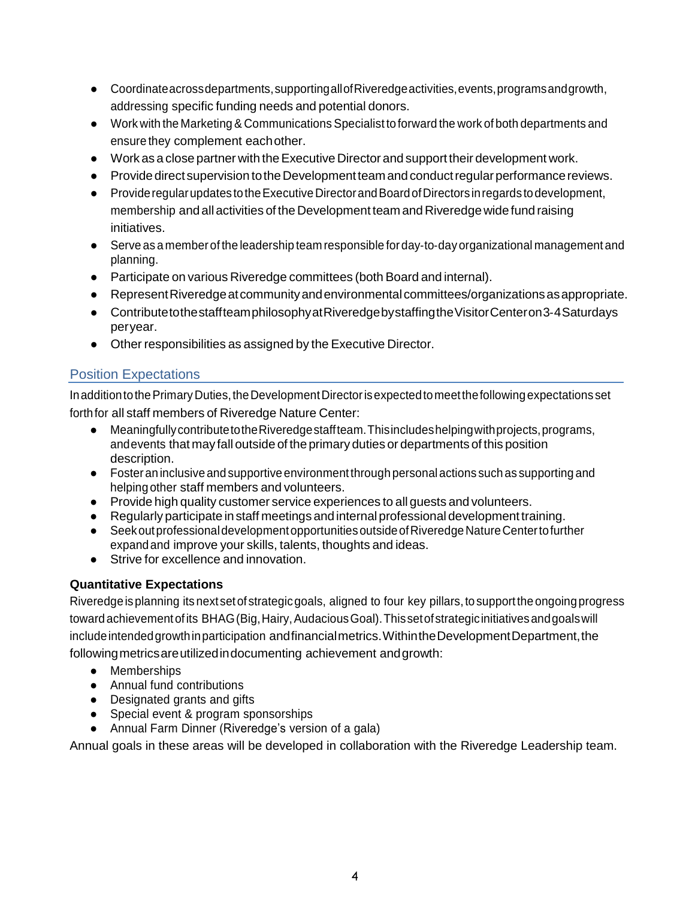- Coordinate across departments, supporting all of Riveredge activities, events, programs and growth, addressing specific funding needs and potential donors.
- Work with the Marketing & Communications Specialist to forward the work of both departments and ensure they complement each other.
- Work as a close partner with the Executive Director and support their development work.
- Provide direct supervision to the Development team and conduct regular performance reviews.
- Provide regular updates to the Executive Director and Board of Directors in regards to development, membership and all activities of the Development team and Riveredge wide fund raising initiatives.
- Serve as a member of the leadership team responsible for day-to-day organizational management and planning.
- Participate on various Riveredge committees (both Board and internal).
- Represent Riveredge at community and environmental committees/organizations as appropriate.
- Contribute to the staff team philosophy at Riveredge by staffing the Visitor Center on 3-4 Saturdays per year.
- Other responsibilities as assigned by the Executive Director.

## Position Expectations

In addition to the Primary Duties, the Development Director is expected to meet the following expectations set forth for all staff members of Riveredge Nature Center:

- Meaningfully contribute to the Riveredge staff team. This includes helping with projects, programs, and events that may fall outside of the primary duties or departments of this position description.
- Foster an inclusive and supportive environment through personal actions such as supporting and helping other staff members and volunteers.
- Provide high quality customer service experiences to all guests and volunteers.
- Regularly participate in staff meetings and internal professional development training.
- Seek out professional development opportunities outside of Riveredge Nature Center to further expand and improve your skills, talents, thoughts and ideas.
- Strive for excellence and innovation.

**Quantitative Expectations**

Riveredge is planning its next set of strategic goals, aligned to four key pillars, to support the ongoing progress toward achievement of its BHAG (Big, Hairy, Audacious Goal). This set of strategic initiatives and goals will include intended growth in participation and financial metrics. Within the Development Department, the following metrics are utilized in documenting achievement and growth:

- Memberships
- Annual fund contributions
- Designated grants and gifts
- Special event & program sponsorships
- Annual Farm Dinner (Riveredge's version of a gala)

Annual goals in these areas will be developed in collaboration with the Riveredge Leadership team.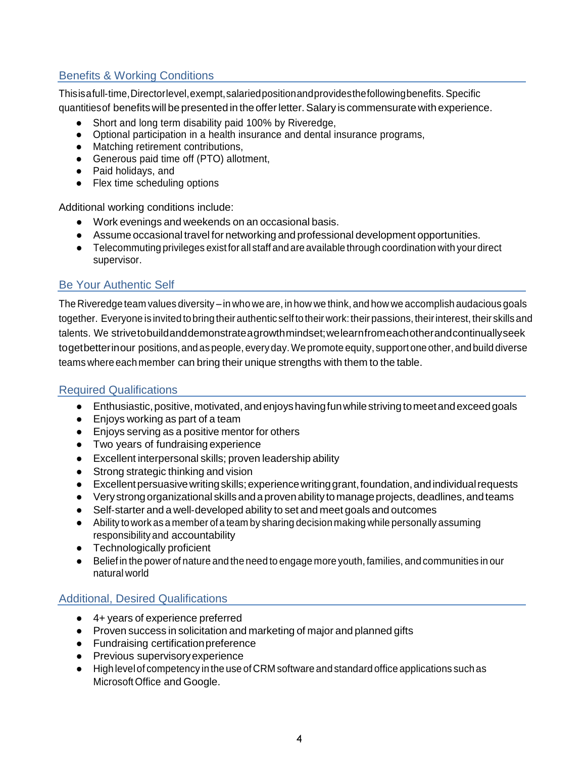## Benefits & Working Conditions

This is a full-time, Director level, exempt, salaried position and provides the following benefits. Specific quantities of benefits will be presented in the offer letter. Salary is commensurate with experience.

- Short and long term disability paid 100% by Riveredge,
- Optional participation in a health insurance and dental insurance programs,
- Matching retirement contributions,
- Generous paid time off (PTO) allotment,
- Paid holidays, and
- Flex time scheduling options

Additional working conditions include:

- Work evenings and weekends on an occasional basis.
- Assume occasional travel for networking and professional development opportunities.
- Telecommuting privileges exist for all staff and are available through coordination with your direct supervisor.

## Be Your Authentic Self

The Riveredge team values diversity – in who we are, in how we think, and how we accomplish audacious goals together. Everyone is invited to bring their authentic self to their work: their passions, their interest, their skills and talents. We strive to build and demonstrate a growth mindset; we learn from each other and continually seek to get better in our positions, and as people, every day. We promote equity, support one other, and build diverse teams where each member can bring their unique strengths with them to the table.

## Required Qualifications

- Enthusiastic, positive, motivated, and enjoys having fun while striving to meet and exceed goals
- Enjoys working as part of a team
- Enjoys serving as a positive mentor for others
- Two years of fundraising experience
- Excellent interpersonal skills; proven leadership ability
- Strong strategic thinking and vision
- Excellent persuasive writing skills; experience writing grant, foundation, and individual requests
- Very strong organizational skills and a proven ability to manage projects, deadlines, and teams
- Self-starter and a well-developed ability to set and meet goals and outcomes
- Ability to work as a member of a team by sharing decision making while personally assuming responsibility and accountability
- Technologically proficient
- Belief in the power of nature and the need to engage more youth, families, and communities in our natural world

## Additional, Desired Qualifications

- 4+ years of experience preferred
- Proven success in solicitation and marketing of major and planned gifts
- Fundraising certification preference
- Previous supervisory experience
- High level of competency in the use of CRM software and standard office applications such as Microsoft Office and Google.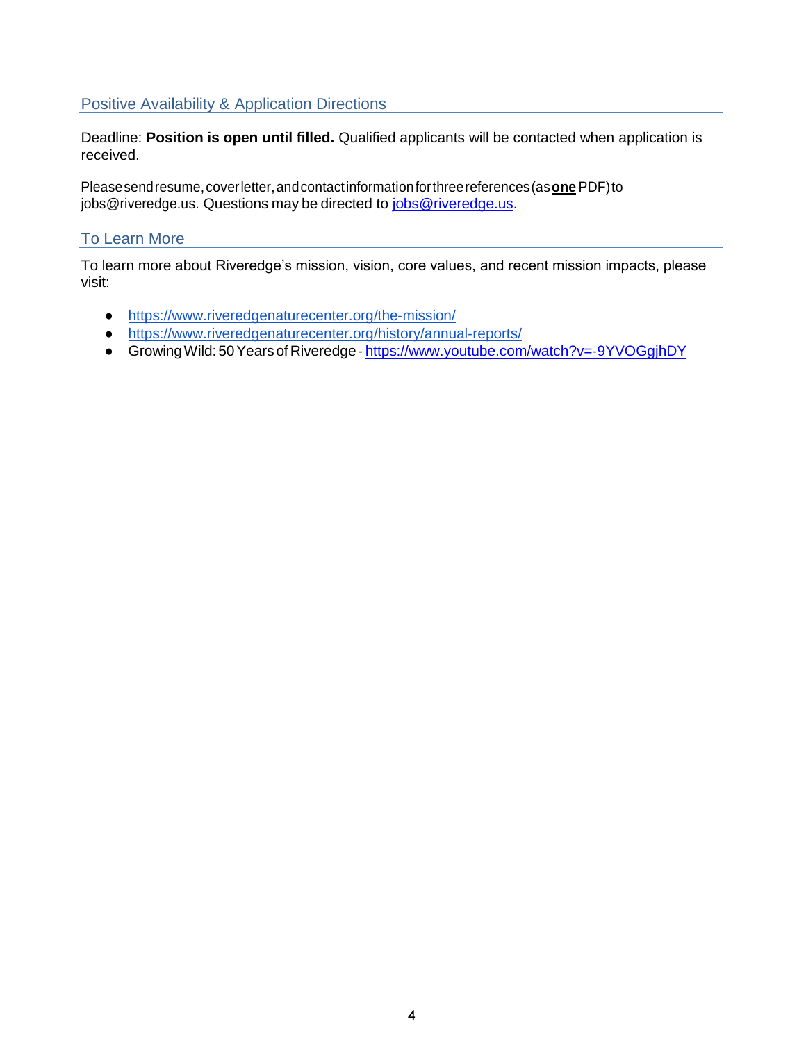## Positive Availability & Application Directions

Deadline: **Position is open until filled.** Qualified applicants will be contacted when application is received.

Please send resume, cover letter, and contact information for three references (as **one** PDF) to jobs@riveredge.us. Questions may be directed to jobs@riveredge.us.

## To Learn More

To learn more about Riveredge's mission, vision, core values, and recent mission impacts, please visit:

- https://www.riveredgenaturecenter.org/the-mission/
- https://www.riveredgenaturecenter.org/history/annual-reports/
- Growing Wild: 50 Years of Riveredge - https://www.youtube.com/watch?v=-9YVOGgjhDY